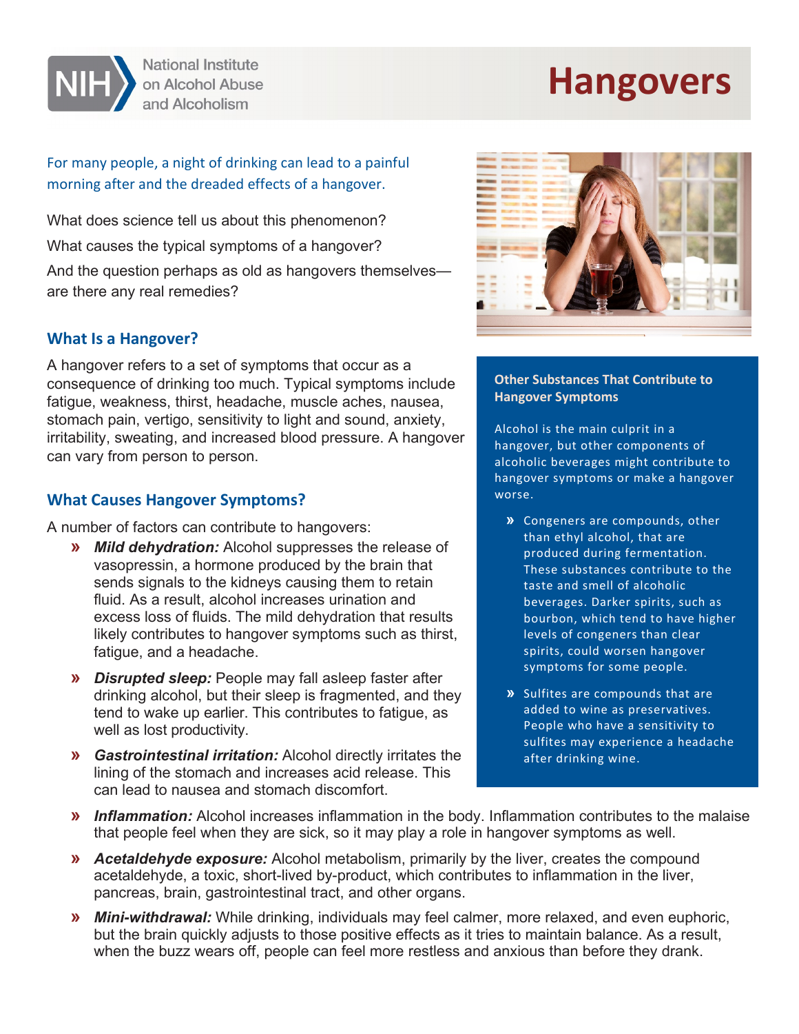National Institute on Alcohol Abuse and Alcoholism

# Hangovers

For many people, a night of drinking can lead to a painful morning after and the dreaded effects of a hangover.

What does science tell us about this phenomenon?

What causes the typical symptoms of a hangover?

And the question perhaps as old as hangovers themselves—are there any real remedies?

## What Is a Hangover?

A hangover refers to a set of symptoms that occur as a consequence of drinking too much. Typical symptoms include fatigue, weakness, thirst, headache, muscle aches, nausea, stomach pain, vertigo, sensitivity to light and sound, anxiety, irritability, sweating, and increased blood pressure. A hangover can vary from person to person.

## What Causes Hangover Symptoms?

A number of factors can contribute to hangovers:

- ***Mild dehydration:*** Alcohol suppresses the release of vasopressin, a hormone produced by the brain that sends signals to the kidneys causing them to retain fluid. As a result, alcohol increases urination and excess loss of fluids. The mild dehydration that results likely contributes to hangover symptoms such as thirst, fatigue, and a headache.
- ***Disrupted sleep:*** People may fall asleep faster after drinking alcohol, but their sleep is fragmented, and they tend to wake up earlier. This contributes to fatigue, as well as lost productivity.
- ***Gastrointestinal irritation:*** Alcohol directly irritates the lining of the stomach and increases acid release. This can lead to nausea and stomach discomfort.
- ***Inflammation:*** Alcohol increases inflammation in the body. Inflammation contributes to the malaise that people feel when they are sick, so it may play a role in hangover symptoms as well.
- ***Acetaldehyde exposure:*** Alcohol metabolism, primarily by the liver, creates the compound acetaldehyde, a toxic, short-lived by-product, which contributes to inflammation in the liver, pancreas, brain, gastrointestinal tract, and other organs.
- ***Mini-withdrawal:*** While drinking, individuals may feel calmer, more relaxed, and even euphoric, but the brain quickly adjusts to those positive effects as it tries to maintain balance. As a result, when the buzz wears off, people can feel more restless and anxious than before they drank.

### Other Substances That Contribute to Hangover Symptoms

Alcohol is the main culprit in a hangover, but other components of alcoholic beverages might contribute to hangover symptoms or make a hangover worse.

- Congeners are compounds, other than ethyl alcohol, that are produced during fermentation. These substances contribute to the taste and smell of alcoholic beverages. Darker spirits, such as bourbon, which tend to have higher levels of congeners than clear spirits, could worsen hangover symptoms for some people.
- Sulfites are compounds that are added to wine as preservatives. People who have a sensitivity to sulfites may experience a headache after drinking wine.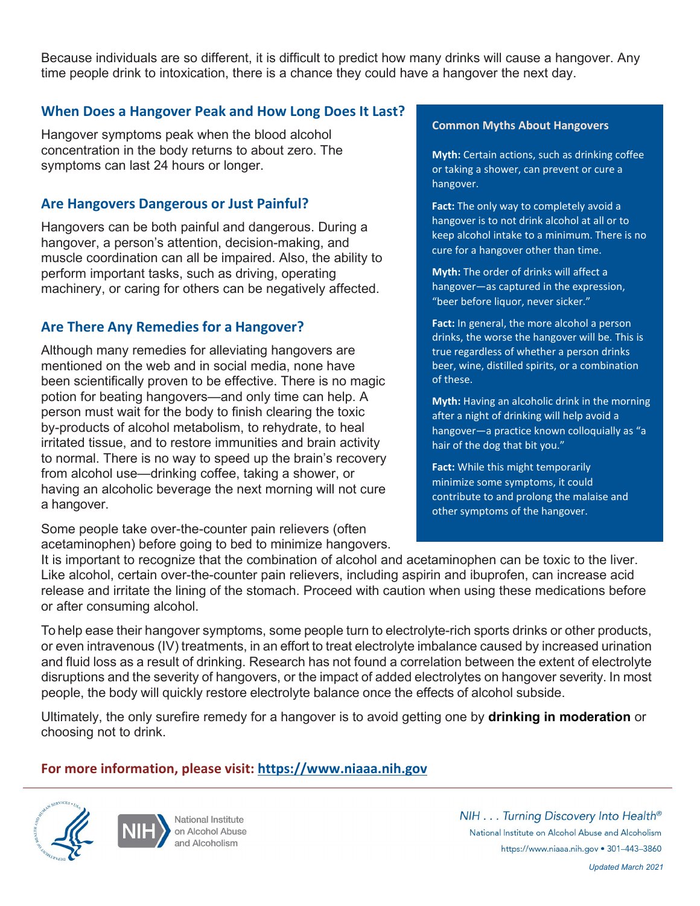Because individuals are so different, it is difficult to predict how many drinks will cause a hangover. Any time people drink to intoxication, there is a chance they could have a hangover the next day.

## When Does a Hangover Peak and How Long Does It Last?

Hangover symptoms peak when the blood alcohol concentration in the body returns to about zero. The symptoms can last 24 hours or longer.

## Are Hangovers Dangerous or Just Painful?

Hangovers can be both painful and dangerous. During a hangover, a person's attention, decision-making, and muscle coordination can all be impaired. Also, the ability to perform important tasks, such as driving, operating machinery, or caring for others can be negatively affected.

## Are There Any Remedies for a Hangover?

Although many remedies for alleviating hangovers are mentioned on the web and in social media, none have been scientifically proven to be effective. There is no magic potion for beating hangovers—and only time can help. A person must wait for the body to finish clearing the toxic by-products of alcohol metabolism, to rehydrate, to heal irritated tissue, and to restore immunities and brain activity to normal. There is no way to speed up the brain's recovery from alcohol use—drinking coffee, taking a shower, or having an alcoholic beverage the next morning will not cure a hangover.

Some people take over-the-counter pain relievers (often acetaminophen) before going to bed to minimize hangovers. It is important to recognize that the combination of alcohol and acetaminophen can be toxic to the liver. Like alcohol, certain over-the-counter pain relievers, including aspirin and ibuprofen, can increase acid release and irritate the lining of the stomach. Proceed with caution when using these medications before or after consuming alcohol.

To help ease their hangover symptoms, some people turn to electrolyte-rich sports drinks or other products, or even intravenous (IV) treatments, in an effort to treat electrolyte imbalance caused by increased urination and fluid loss as a result of drinking. Research has not found a correlation between the extent of electrolyte disruptions and the severity of hangovers, or the impact of added electrolytes on hangover severity. In most people, the body will quickly restore electrolyte balance once the effects of alcohol subside.

Ultimately, the only surefire remedy for a hangover is to avoid getting one by **drinking in moderation** or choosing not to drink.

### Common Myths About Hangovers

**Myth:** Certain actions, such as drinking coffee or taking a shower, can prevent or cure a hangover.

**Fact:** The only way to completely avoid a hangover is to not drink alcohol at all or to keep alcohol intake to a minimum. There is no cure for a hangover other than time.

**Myth:** The order of drinks will affect a hangover—as captured in the expression, "beer before liquor, never sicker."

**Fact:** In general, the more alcohol a person drinks, the worse the hangover will be. This is true regardless of whether a person drinks beer, wine, distilled spirits, or a combination of these.

**Myth:** Having an alcoholic drink in the morning after a night of drinking will help avoid a hangover—a practice known colloquially as "a hair of the dog that bit you."

**Fact:** While this might temporarily minimize some symptoms, it could contribute to and prolong the malaise and other symptoms of the hangover.

**For more information, please visit: https://www.niaaa.nih.gov**

NIH National Institute on Alcohol Abuse and Alcoholism

*NIH . . . Turning Discovery Into Health®*

National Institute on Alcohol Abuse and Alcoholism

https://www.niaaa.nih.gov • 301–443–3860

*Updated March 2021*